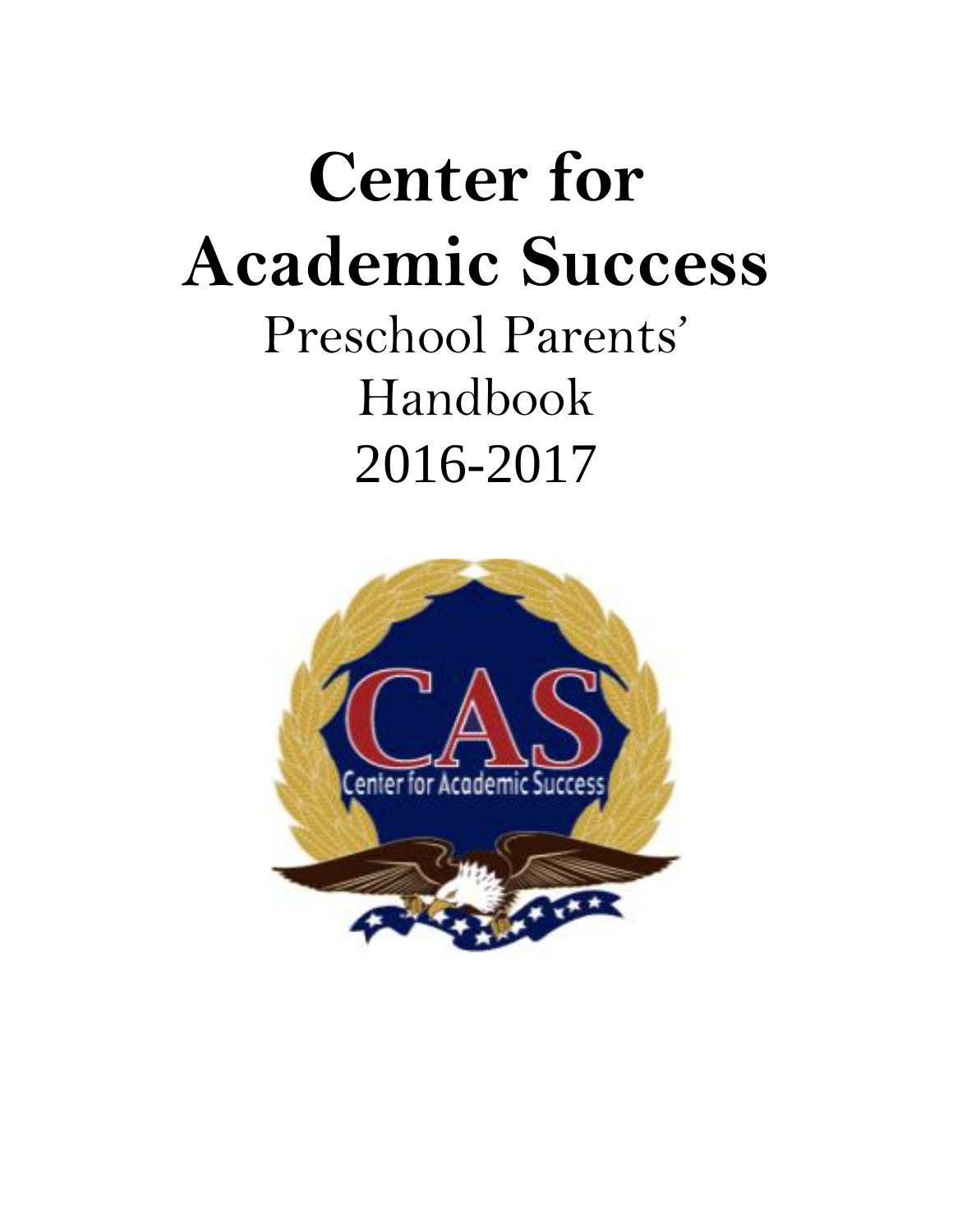# Center for Academic Success

Preschool Parents' Handbook

2016-2017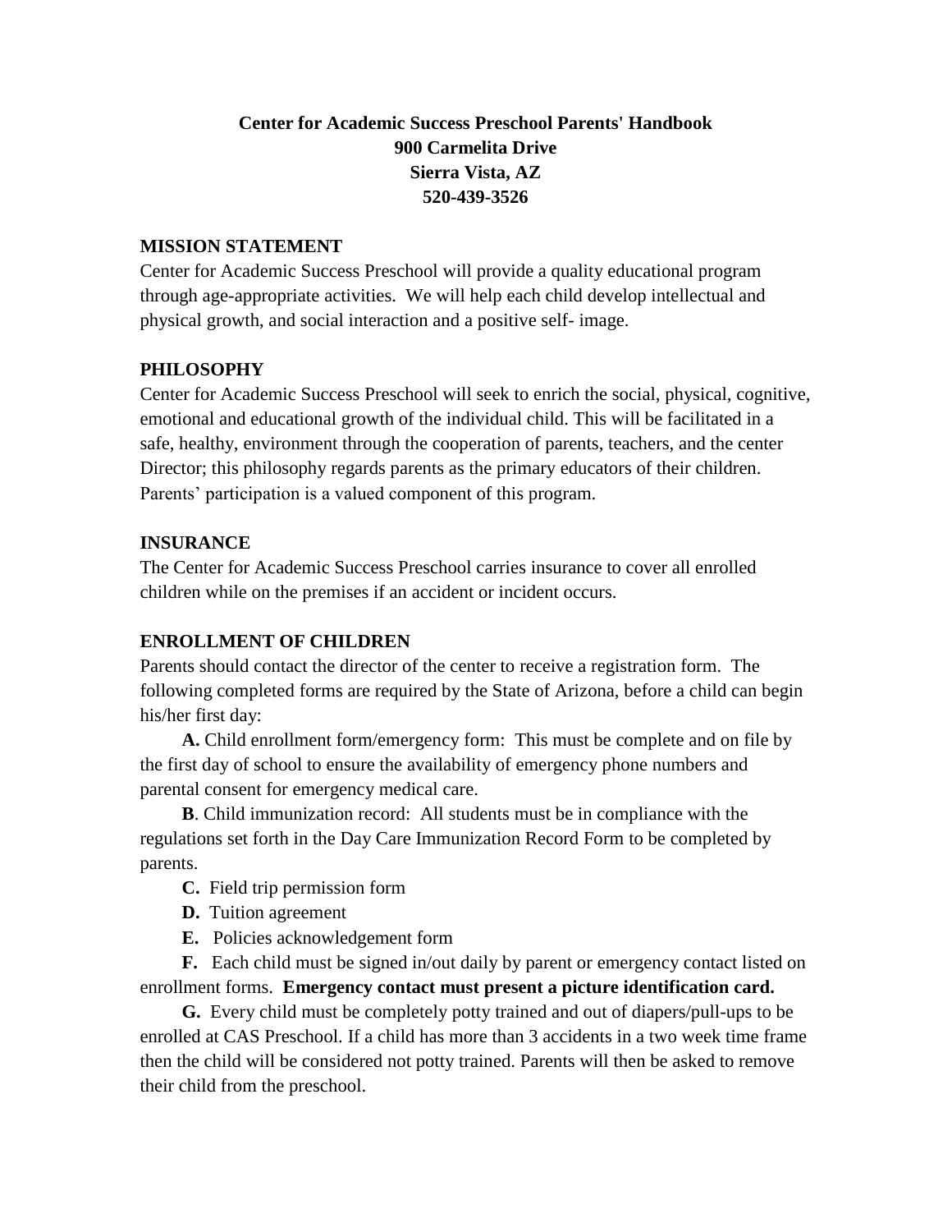**Center for Academic Success Preschool Parents' Handbook**
**900 Carmelita Drive**
**Sierra Vista, AZ**
**520-439-3526**

## MISSION STATEMENT

Center for Academic Success Preschool will provide a quality educational program through age-appropriate activities. We will help each child develop intellectual and physical growth, and social interaction and a positive self- image.

## PHILOSOPHY

Center for Academic Success Preschool will seek to enrich the social, physical, cognitive, emotional and educational growth of the individual child. This will be facilitated in a safe, healthy, environment through the cooperation of parents, teachers, and the center Director; this philosophy regards parents as the primary educators of their children. Parents' participation is a valued component of this program.

## INSURANCE

The Center for Academic Success Preschool carries insurance to cover all enrolled children while on the premises if an accident or incident occurs.

## ENROLLMENT OF CHILDREN

Parents should contact the director of the center to receive a registration form. The following completed forms are required by the State of Arizona, before a child can begin his/her first day:

**A.** Child enrollment form/emergency form: This must be complete and on file by the first day of school to ensure the availability of emergency phone numbers and parental consent for emergency medical care.

**B**. Child immunization record: All students must be in compliance with the regulations set forth in the Day Care Immunization Record Form to be completed by parents.

**C.** Field trip permission form

**D.** Tuition agreement

**E.** Policies acknowledgement form

**F.** Each child must be signed in/out daily by parent or emergency contact listed on enrollment forms. **Emergency contact must present a picture identification card.**

**G.** Every child must be completely potty trained and out of diapers/pull-ups to be enrolled at CAS Preschool. If a child has more than 3 accidents in a two week time frame then the child will be considered not potty trained. Parents will then be asked to remove their child from the preschool.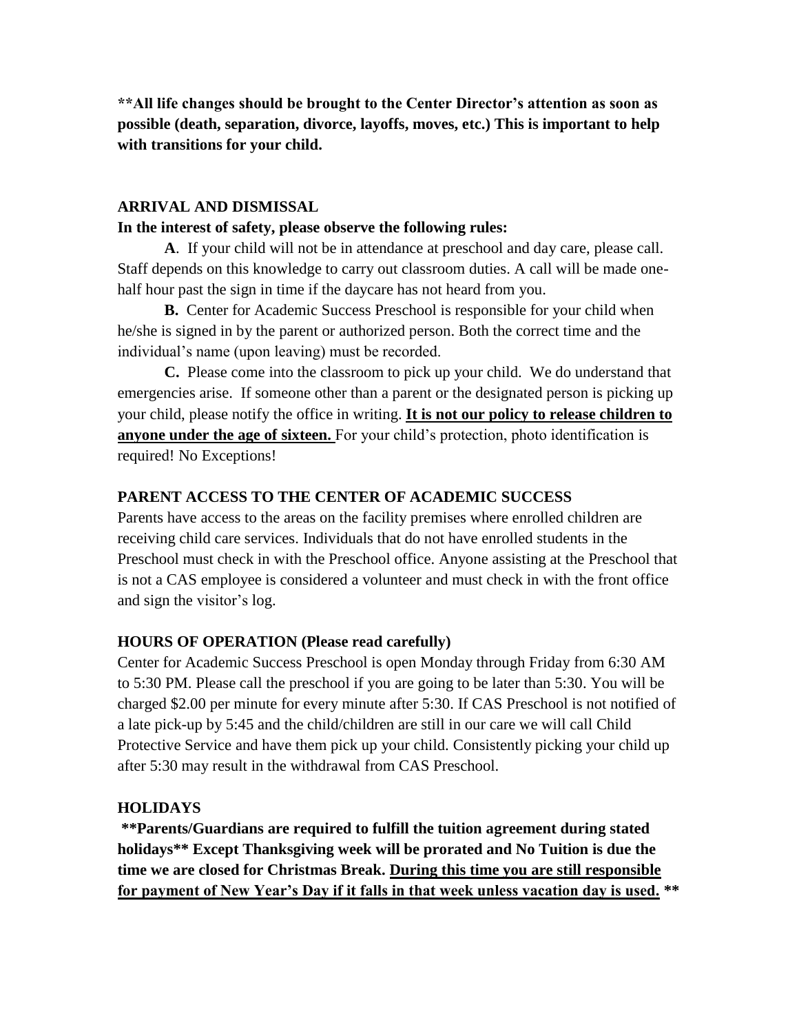**\*\*All life changes should be brought to the Center Director's attention as soon as possible (death, separation, divorce, layoffs, moves, etc.) This is important to help with transitions for your child.**

## ARRIVAL AND DISMISSAL

**In the interest of safety, please observe the following rules:**

**A**. If your child will not be in attendance at preschool and day care, please call. Staff depends on this knowledge to carry out classroom duties. A call will be made one-half hour past the sign in time if the daycare has not heard from you.

**B.** Center for Academic Success Preschool is responsible for your child when he/she is signed in by the parent or authorized person. Both the correct time and the individual's name (upon leaving) must be recorded.

**C.** Please come into the classroom to pick up your child. We do understand that emergencies arise. If someone other than a parent or the designated person is picking up your child, please notify the office in writing. **<u>It is not our policy to release children to anyone under the age of sixteen.</u>** For your child's protection, photo identification is required! No Exceptions!

## PARENT ACCESS TO THE CENTER OF ACADEMIC SUCCESS

Parents have access to the areas on the facility premises where enrolled children are receiving child care services. Individuals that do not have enrolled students in the Preschool must check in with the Preschool office. Anyone assisting at the Preschool that is not a CAS employee is considered a volunteer and must check in with the front office and sign the visitor's log.

## HOURS OF OPERATION (Please read carefully)

Center for Academic Success Preschool is open Monday through Friday from 6:30 AM to 5:30 PM. Please call the preschool if you are going to be later than 5:30. You will be charged $2.00 per minute for every minute after 5:30. If CAS Preschool is not notified of a late pick-up by 5:45 and the child/children are still in our care we will call Child Protective Service and have them pick up your child. Consistently picking your child up after 5:30 may result in the withdrawal from CAS Preschool.

## HOLIDAYS

**\*\*Parents/Guardians are required to fulfill the tuition agreement during stated holidays\*\* Except Thanksgiving week will be prorated and No Tuition is due the time we are closed for Christmas Break. <u>During this time you are still responsible for payment of New Year's Day if it falls in that week unless vacation day is used.</u> \*\***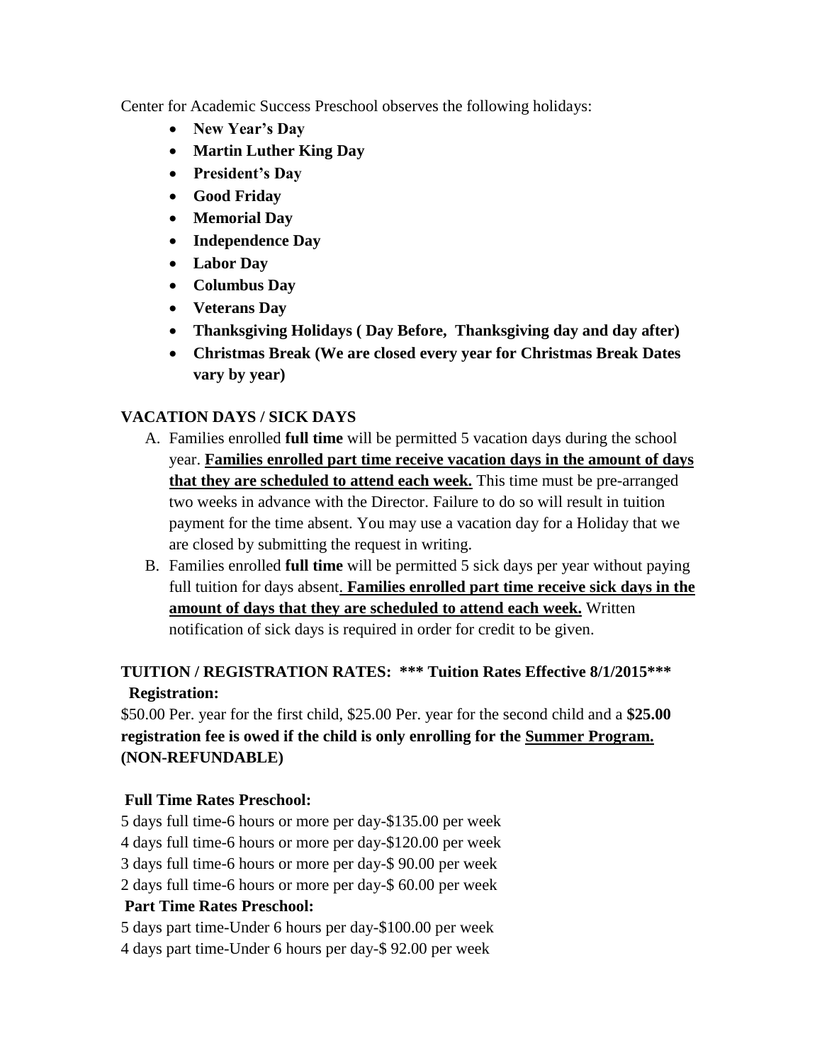Center for Academic Success Preschool observes the following holidays:

- **New Year's Day**
- **Martin Luther King Day**
- **President's Day**
- **Good Friday**
- **Memorial Day**
- **Independence Day**
- **Labor Day**
- **Columbus Day**
- **Veterans Day**
- **Thanksgiving Holidays ( Day Before, Thanksgiving day and day after)**
- **Christmas Break (We are closed every year for Christmas Break Dates vary by year)**

## VACATION DAYS / SICK DAYS

A. Families enrolled **full time** will be permitted 5 vacation days during the school year. <u>**Families enrolled part time receive vacation days in the amount of days that they are scheduled to attend each week.**</u> This time must be pre-arranged two weeks in advance with the Director. Failure to do so will result in tuition payment for the time absent. You may use a vacation day for a Holiday that we are closed by submitting the request in writing.

B. Families enrolled **full time** will be permitted 5 sick days per year without paying full tuition for days absent. <u>**Families enrolled part time receive sick days in the amount of days that they are scheduled to attend each week.**</u> Written notification of sick days is required in order for credit to be given.

## TUITION / REGISTRATION RATES: *** Tuition Rates Effective 8/1/2015***

**Registration:**

$50.00 Per. year for the first child, $25.00 Per. year for the second child and a **$25.00 registration fee is owed if the child is only enrolling for the <u>Summer Program.</u> (NON-REFUNDABLE)**

**Full Time Rates Preschool:**

5 days full time-6 hours or more per day-$135.00 per week
4 days full time-6 hours or more per day-$120.00 per week
3 days full time-6 hours or more per day-$ 90.00 per week
2 days full time-6 hours or more per day-$ 60.00 per week

**Part Time Rates Preschool:**

5 days part time-Under 6 hours per day-$100.00 per week
4 days part time-Under 6 hours per day-$ 92.00 per week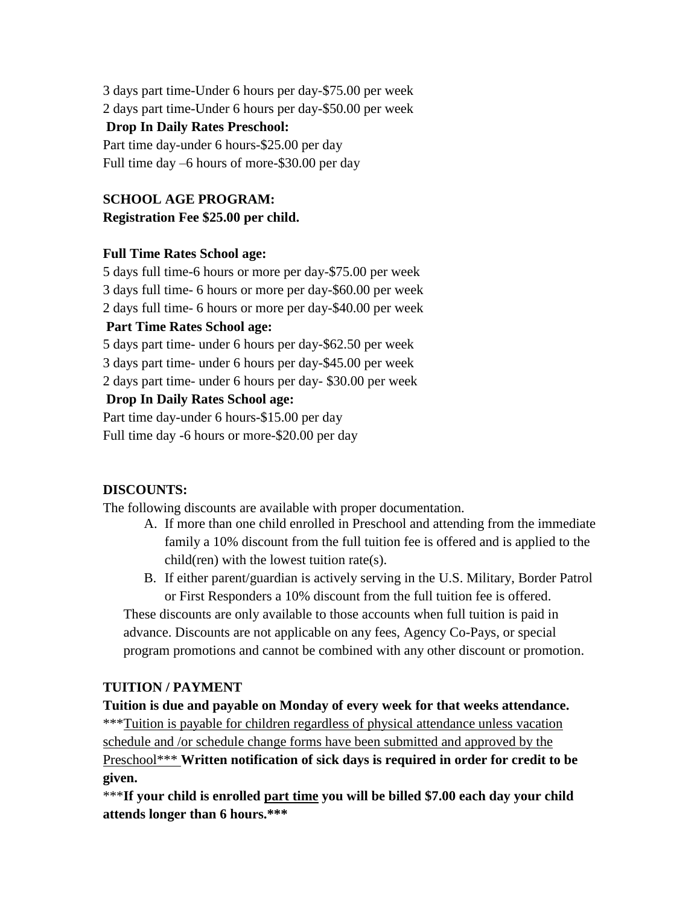3 days part time-Under 6 hours per day-$75.00 per week
2 days part time-Under 6 hours per day-$50.00 per week

**Drop In Daily Rates Preschool:**

Part time day-under 6 hours-$25.00 per day
Full time day –6 hours of more-$30.00 per day

**SCHOOL AGE PROGRAM:**
**Registration Fee $25.00 per child.**

**Full Time Rates School age:**

5 days full time-6 hours or more per day-$75.00 per week
3 days full time- 6 hours or more per day-$60.00 per week
2 days full time- 6 hours or more per day-$40.00 per week

**Part Time Rates School age:**

5 days part time- under 6 hours per day-$62.50 per week
3 days part time- under 6 hours per day-$45.00 per week
2 days part time- under 6 hours per day- $30.00 per week

**Drop In Daily Rates School age:**

Part time day-under 6 hours-$15.00 per day
Full time day -6 hours or more-$20.00 per day

**DISCOUNTS:**

The following discounts are available with proper documentation.

A. If more than one child enrolled in Preschool and attending from the immediate family a 10% discount from the full tuition fee is offered and is applied to the child(ren) with the lowest tuition rate(s).
B. If either parent/guardian is actively serving in the U.S. Military, Border Patrol or First Responders a 10% discount from the full tuition fee is offered.

These discounts are only available to those accounts when full tuition is paid in advance. Discounts are not applicable on any fees, Agency Co-Pays, or special program promotions and cannot be combined with any other discount or promotion.

**TUITION / PAYMENT**

**Tuition is due and payable on Monday of every week for that weeks attendance.**
***<u>Tuition is payable for children regardless of physical attendance unless vacation schedule and /or schedule change forms have been submitted and approved by the Preschool</u>*** **Written notification of sick days is required in order for credit to be given.**

***If your child is enrolled <u>part time</u> you will be billed $7.00 each day your child attends longer than 6 hours.***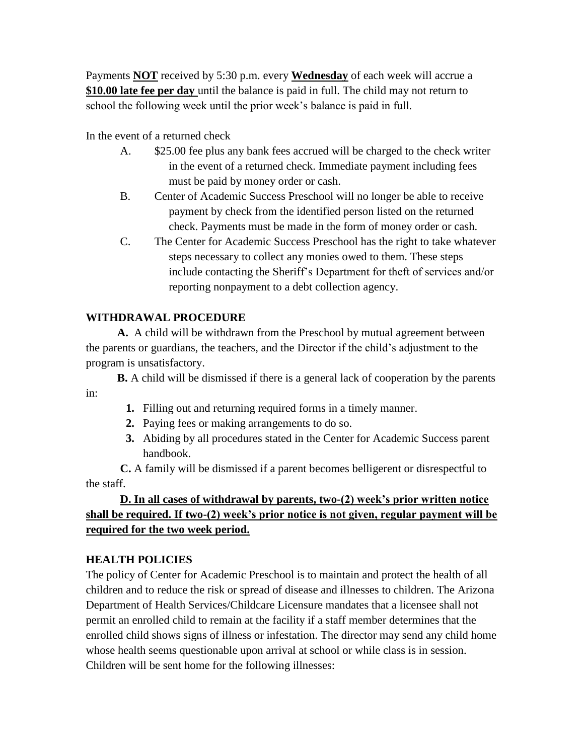Payments **NOT** received by 5:30 p.m. every **Wednesday** of each week will accrue a **$10.00 late fee per day** until the balance is paid in full. The child may not return to school the following week until the prior week's balance is paid in full.

In the event of a returned check

A. $25.00 fee plus any bank fees accrued will be charged to the check writer in the event of a returned check. Immediate payment including fees must be paid by money order or cash.

B. Center of Academic Success Preschool will no longer be able to receive payment by check from the identified person listed on the returned check. Payments must be made in the form of money order or cash.

C. The Center for Academic Success Preschool has the right to take whatever steps necessary to collect any monies owed to them. These steps include contacting the Sheriff's Department for theft of services and/or reporting nonpayment to a debt collection agency.

## WITHDRAWAL PROCEDURE

**A.** A child will be withdrawn from the Preschool by mutual agreement between the parents or guardians, the teachers, and the Director if the child's adjustment to the program is unsatisfactory.

**B.** A child will be dismissed if there is a general lack of cooperation by the parents in:

1. Filling out and returning required forms in a timely manner.
2. Paying fees or making arrangements to do so.
3. Abiding by all procedures stated in the Center for Academic Success parent handbook.

**C.** A family will be dismissed if a parent becomes belligerent or disrespectful to the staff.

**D. In all cases of withdrawal by parents, two-(2) week's prior written notice shall be required. If two-(2) week's prior notice is not given, regular payment will be required for the two week period.**

## HEALTH POLICIES

The policy of Center for Academic Preschool is to maintain and protect the health of all children and to reduce the risk or spread of disease and illnesses to children. The Arizona Department of Health Services/Childcare Licensure mandates that a licensee shall not permit an enrolled child to remain at the facility if a staff member determines that the enrolled child shows signs of illness or infestation. The director may send any child home whose health seems questionable upon arrival at school or while class is in session. Children will be sent home for the following illnesses: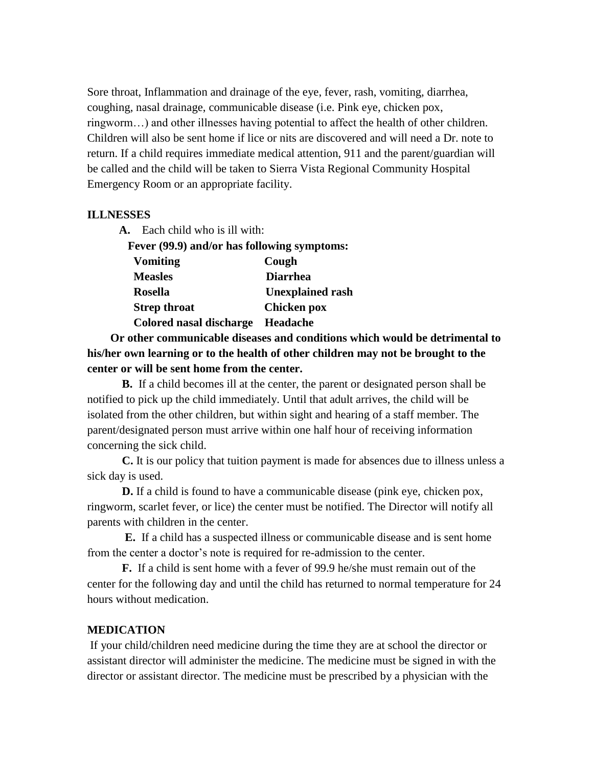Sore throat, Inflammation and drainage of the eye, fever, rash, vomiting, diarrhea, coughing, nasal drainage, communicable disease (i.e. Pink eye, chicken pox, ringworm…) and other illnesses having potential to affect the health of other children. Children will also be sent home if lice or nits are discovered and will need a Dr. note to return. If a child requires immediate medical attention, 911 and the parent/guardian will be called and the child will be taken to Sierra Vista Regional Community Hospital Emergency Room or an appropriate facility.

## ILLNESSES

**A.** Each child who is ill with:

**Fever (99.9) and/or has following symptoms:**

| | |
|---|---|
| **Vomiting** | **Cough** |
| **Measles** | **Diarrhea** |
| **Rosella** | **Unexplained rash** |
| **Strep throat** | **Chicken pox** |
| **Colored nasal discharge** | **Headache** |

**Or other communicable diseases and conditions which would be detrimental to his/her own learning or to the health of other children may not be brought to the center or will be sent home from the center.**

**B.** If a child becomes ill at the center, the parent or designated person shall be notified to pick up the child immediately. Until that adult arrives, the child will be isolated from the other children, but within sight and hearing of a staff member. The parent/designated person must arrive within one half hour of receiving information concerning the sick child.

**C.** It is our policy that tuition payment is made for absences due to illness unless a sick day is used.

**D.** If a child is found to have a communicable disease (pink eye, chicken pox, ringworm, scarlet fever, or lice) the center must be notified. The Director will notify all parents with children in the center.

**E.** If a child has a suspected illness or communicable disease and is sent home from the center a doctor's note is required for re-admission to the center.

**F.** If a child is sent home with a fever of 99.9 he/she must remain out of the center for the following day and until the child has returned to normal temperature for 24 hours without medication.

## MEDICATION

If your child/children need medicine during the time they are at school the director or assistant director will administer the medicine. The medicine must be signed in with the director or assistant director. The medicine must be prescribed by a physician with the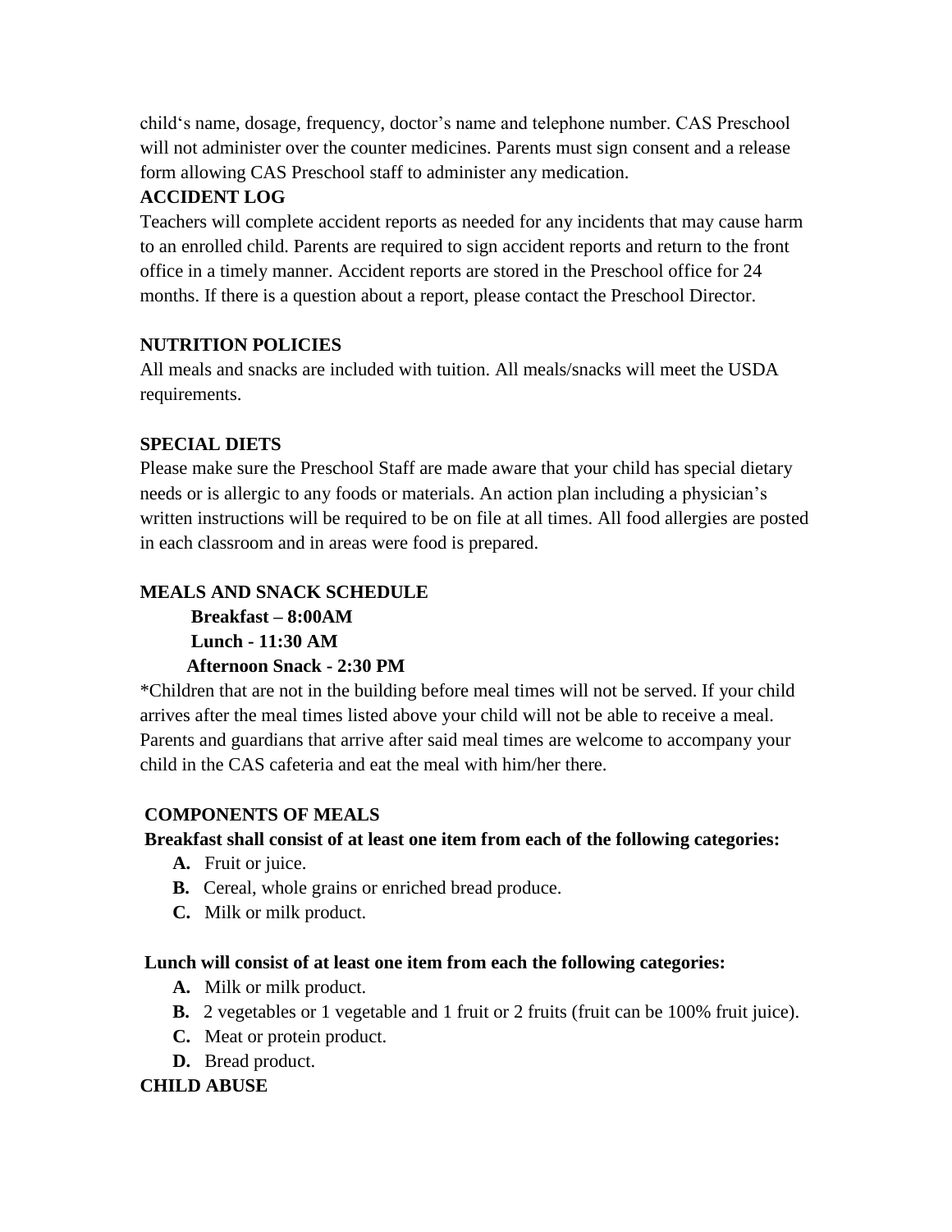child's name, dosage, frequency, doctor's name and telephone number. CAS Preschool will not administer over the counter medicines. Parents must sign consent and a release form allowing CAS Preschool staff to administer any medication.

**ACCIDENT LOG**

Teachers will complete accident reports as needed for any incidents that may cause harm to an enrolled child. Parents are required to sign accident reports and return to the front office in a timely manner. Accident reports are stored in the Preschool office for 24 months. If there is a question about a report, please contact the Preschool Director.

**NUTRITION POLICIES**

All meals and snacks are included with tuition. All meals/snacks will meet the USDA requirements.

**SPECIAL DIETS**

Please make sure the Preschool Staff are made aware that your child has special dietary needs or is allergic to any foods or materials. An action plan including a physician's written instructions will be required to be on file at all times. All food allergies are posted in each classroom and in areas were food is prepared.

**MEALS AND SNACK SCHEDULE**

**Breakfast – 8:00AM**
**Lunch - 11:30 AM**
**Afternoon Snack - 2:30 PM**

*Children that are not in the building before meal times will not be served. If your child arrives after the meal times listed above your child will not be able to receive a meal. Parents and guardians that arrive after said meal times are welcome to accompany your child in the CAS cafeteria and eat the meal with him/her there.

**COMPONENTS OF MEALS**

**Breakfast shall consist of at least one item from each of the following categories:**

- **A.** Fruit or juice.
- **B.** Cereal, whole grains or enriched bread produce.
- **C.** Milk or milk product.

**Lunch will consist of at least one item from each the following categories:**

- **A.** Milk or milk product.
- **B.** 2 vegetables or 1 vegetable and 1 fruit or 2 fruits (fruit can be 100% fruit juice).
- **C.** Meat or protein product.
- **D.** Bread product.

**CHILD ABUSE**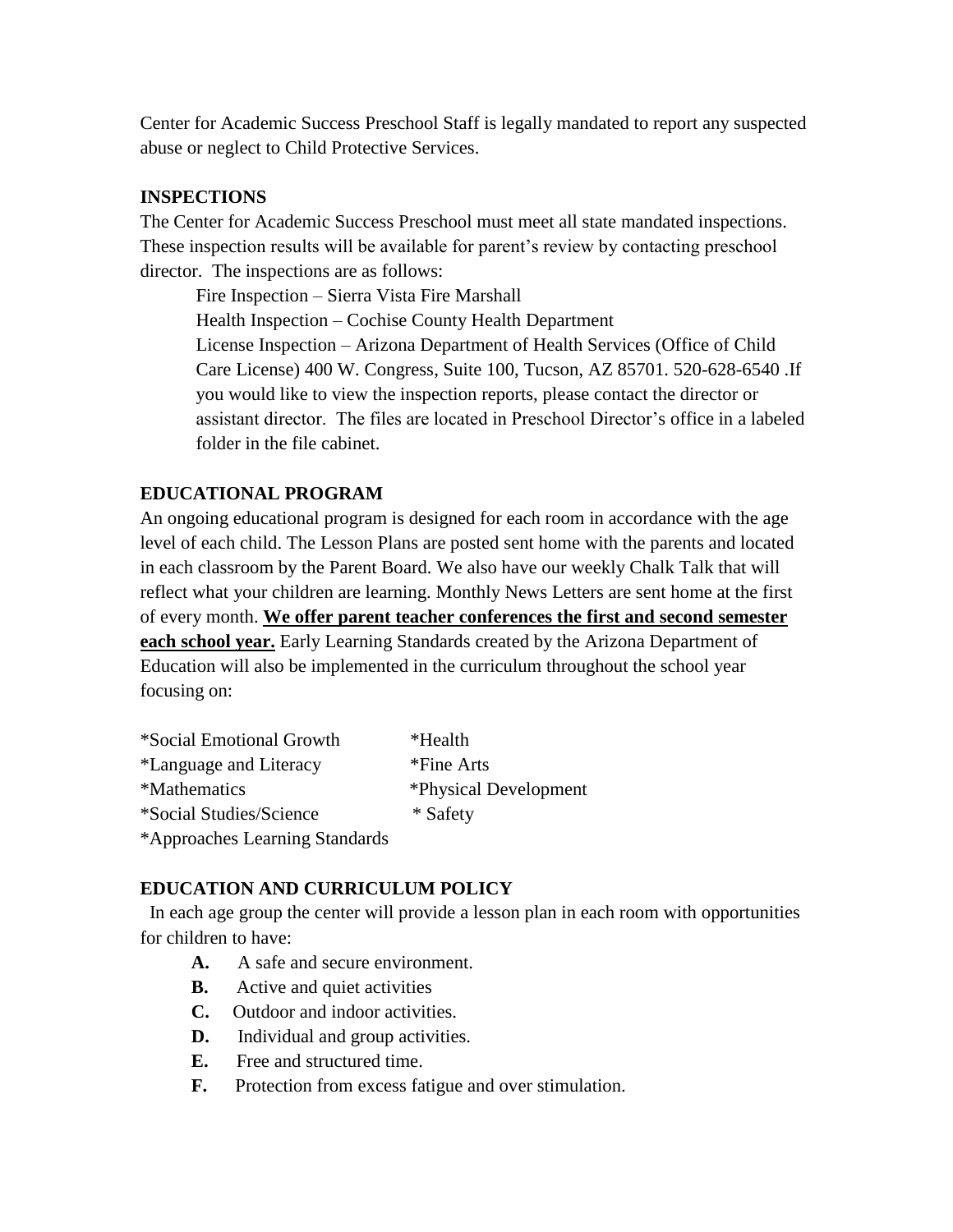Center for Academic Success Preschool Staff is legally mandated to report any suspected abuse or neglect to Child Protective Services.

## INSPECTIONS

The Center for Academic Success Preschool must meet all state mandated inspections. These inspection results will be available for parent's review by contacting preschool director. The inspections are as follows:

> Fire Inspection – Sierra Vista Fire Marshall
>
> Health Inspection – Cochise County Health Department
>
> License Inspection – Arizona Department of Health Services (Office of Child Care License) 400 W. Congress, Suite 100, Tucson, AZ 85701. 520-628-6540 .If you would like to view the inspection reports, please contact the director or assistant director. The files are located in Preschool Director's office in a labeled folder in the file cabinet.

## EDUCATIONAL PROGRAM

An ongoing educational program is designed for each room in accordance with the age level of each child. The Lesson Plans are posted sent home with the parents and located in each classroom by the Parent Board. We also have our weekly Chalk Talk that will reflect what your children are learning. Monthly News Letters are sent home at the first of every month. **We offer parent teacher conferences the first and second semester each school year.** Early Learning Standards created by the Arizona Department of Education will also be implemented in the curriculum throughout the school year focusing on:

*Social Emotional Growth
*Language and Literacy
*Mathematics
*Social Studies/Science
*Approaches Learning Standards
*Health
*Fine Arts
*Physical Development
* Safety

## EDUCATION AND CURRICULUM POLICY

In each age group the center will provide a lesson plan in each room with opportunities for children to have:

- **A.** A safe and secure environment.
- **B.** Active and quiet activities
- **C.** Outdoor and indoor activities.
- **D.** Individual and group activities.
- **E.** Free and structured time.
- **F.** Protection from excess fatigue and over stimulation.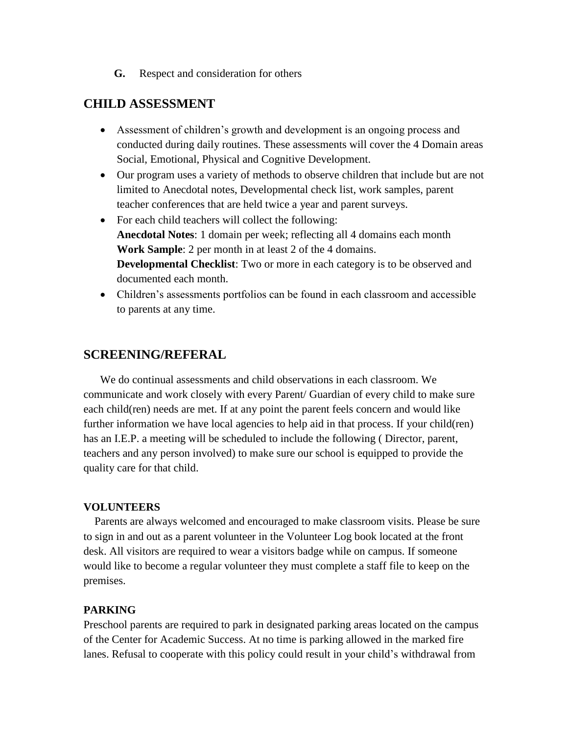**G.** Respect and consideration for others

## CHILD ASSESSMENT

- Assessment of children's growth and development is an ongoing process and conducted during daily routines. These assessments will cover the 4 Domain areas Social, Emotional, Physical and Cognitive Development.
- Our program uses a variety of methods to observe children that include but are not limited to Anecdotal notes, Developmental check list, work samples, parent teacher conferences that are held twice a year and parent surveys.
- For each child teachers will collect the following:
  **Anecdotal Notes**: 1 domain per week; reflecting all 4 domains each month
  **Work Sample**: 2 per month in at least 2 of the 4 domains.
  **Developmental Checklist**: Two or more in each category is to be observed and documented each month.
- Children's assessments portfolios can be found in each classroom and accessible to parents at any time.

## SCREENING/REFERAL

We do continual assessments and child observations in each classroom. We communicate and work closely with every Parent/ Guardian of every child to make sure each child(ren) needs are met. If at any point the parent feels concern and would like further information we have local agencies to help aid in that process. If your child(ren) has an I.E.P. a meeting will be scheduled to include the following ( Director, parent, teachers and any person involved) to make sure our school is equipped to provide the quality care for that child.

### VOLUNTEERS

Parents are always welcomed and encouraged to make classroom visits. Please be sure to sign in and out as a parent volunteer in the Volunteer Log book located at the front desk. All visitors are required to wear a visitors badge while on campus. If someone would like to become a regular volunteer they must complete a staff file to keep on the premises.

### PARKING

Preschool parents are required to park in designated parking areas located on the campus of the Center for Academic Success. At no time is parking allowed in the marked fire lanes. Refusal to cooperate with this policy could result in your child's withdrawal from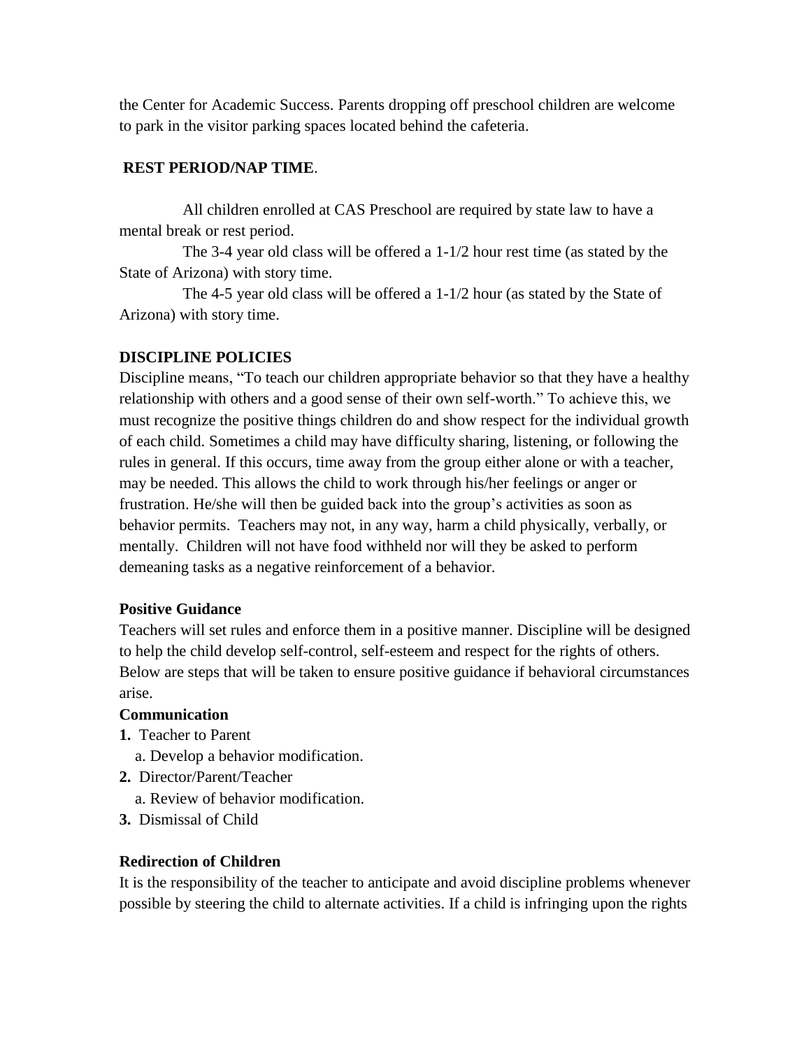the Center for Academic Success. Parents dropping off preschool children are welcome to park in the visitor parking spaces located behind the cafeteria.

**REST PERIOD/NAP TIME**.

All children enrolled at CAS Preschool are required by state law to have a mental break or rest period.

The 3-4 year old class will be offered a 1-1/2 hour rest time (as stated by the State of Arizona) with story time.

The 4-5 year old class will be offered a 1-1/2 hour (as stated by the State of Arizona) with story time.

**DISCIPLINE POLICIES**

Discipline means, "To teach our children appropriate behavior so that they have a healthy relationship with others and a good sense of their own self-worth." To achieve this, we must recognize the positive things children do and show respect for the individual growth of each child. Sometimes a child may have difficulty sharing, listening, or following the rules in general. If this occurs, time away from the group either alone or with a teacher, may be needed. This allows the child to work through his/her feelings or anger or frustration. He/she will then be guided back into the group's activities as soon as behavior permits. Teachers may not, in any way, harm a child physically, verbally, or mentally. Children will not have food withheld nor will they be asked to perform demeaning tasks as a negative reinforcement of a behavior.

**Positive Guidance**

Teachers will set rules and enforce them in a positive manner. Discipline will be designed to help the child develop self-control, self-esteem and respect for the rights of others. Below are steps that will be taken to ensure positive guidance if behavioral circumstances arise.

**Communication**

1. Teacher to Parent
   a. Develop a behavior modification.
2. Director/Parent/Teacher
   a. Review of behavior modification.
3. Dismissal of Child

**Redirection of Children**

It is the responsibility of the teacher to anticipate and avoid discipline problems whenever possible by steering the child to alternate activities. If a child is infringing upon the rights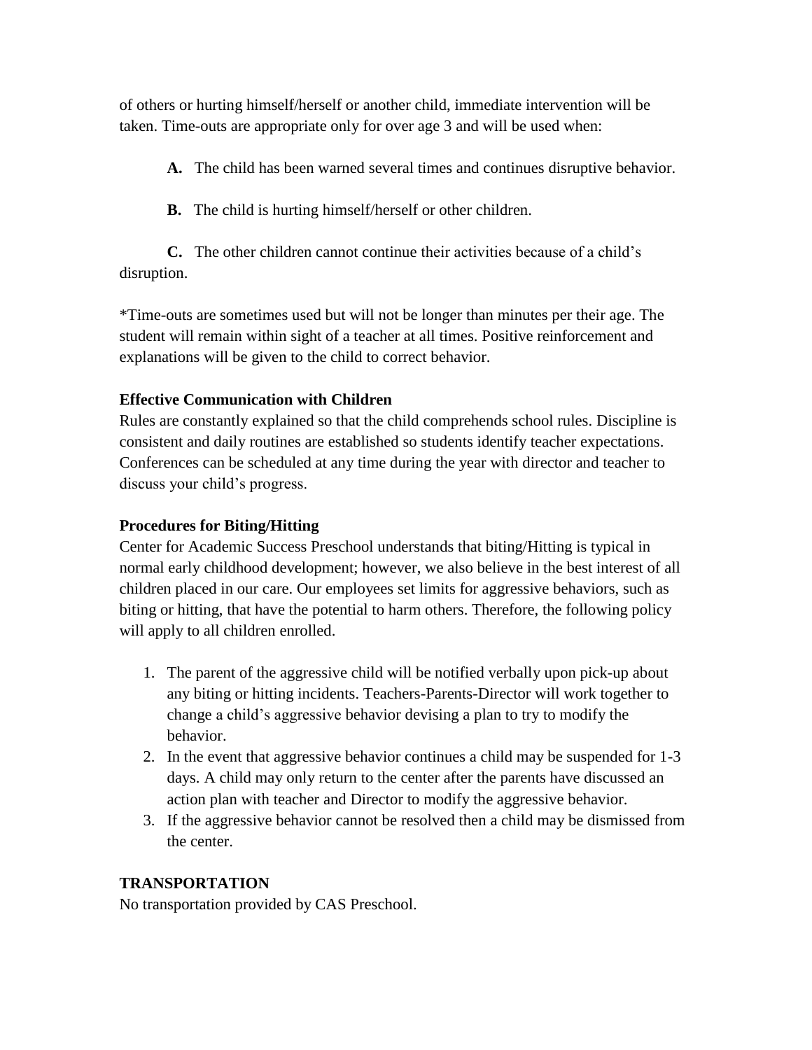of others or hurting himself/herself or another child, immediate intervention will be taken. Time-outs are appropriate only for over age 3 and will be used when:

**A.** The child has been warned several times and continues disruptive behavior.

**B.** The child is hurting himself/herself or other children.

**C.** The other children cannot continue their activities because of a child's disruption.

*Time-outs are sometimes used but will not be longer than minutes per their age. The student will remain within sight of a teacher at all times. Positive reinforcement and explanations will be given to the child to correct behavior.

**Effective Communication with Children**

Rules are constantly explained so that the child comprehends school rules. Discipline is consistent and daily routines are established so students identify teacher expectations. Conferences can be scheduled at any time during the year with director and teacher to discuss your child's progress.

**Procedures for Biting/Hitting**

Center for Academic Success Preschool understands that biting/Hitting is typical in normal early childhood development; however, we also believe in the best interest of all children placed in our care. Our employees set limits for aggressive behaviors, such as biting or hitting, that have the potential to harm others. Therefore, the following policy will apply to all children enrolled.

1. The parent of the aggressive child will be notified verbally upon pick-up about any biting or hitting incidents. Teachers-Parents-Director will work together to change a child's aggressive behavior devising a plan to try to modify the behavior.
2. In the event that aggressive behavior continues a child may be suspended for 1-3 days. A child may only return to the center after the parents have discussed an action plan with teacher and Director to modify the aggressive behavior.
3. If the aggressive behavior cannot be resolved then a child may be dismissed from the center.

## TRANSPORTATION

No transportation provided by CAS Preschool.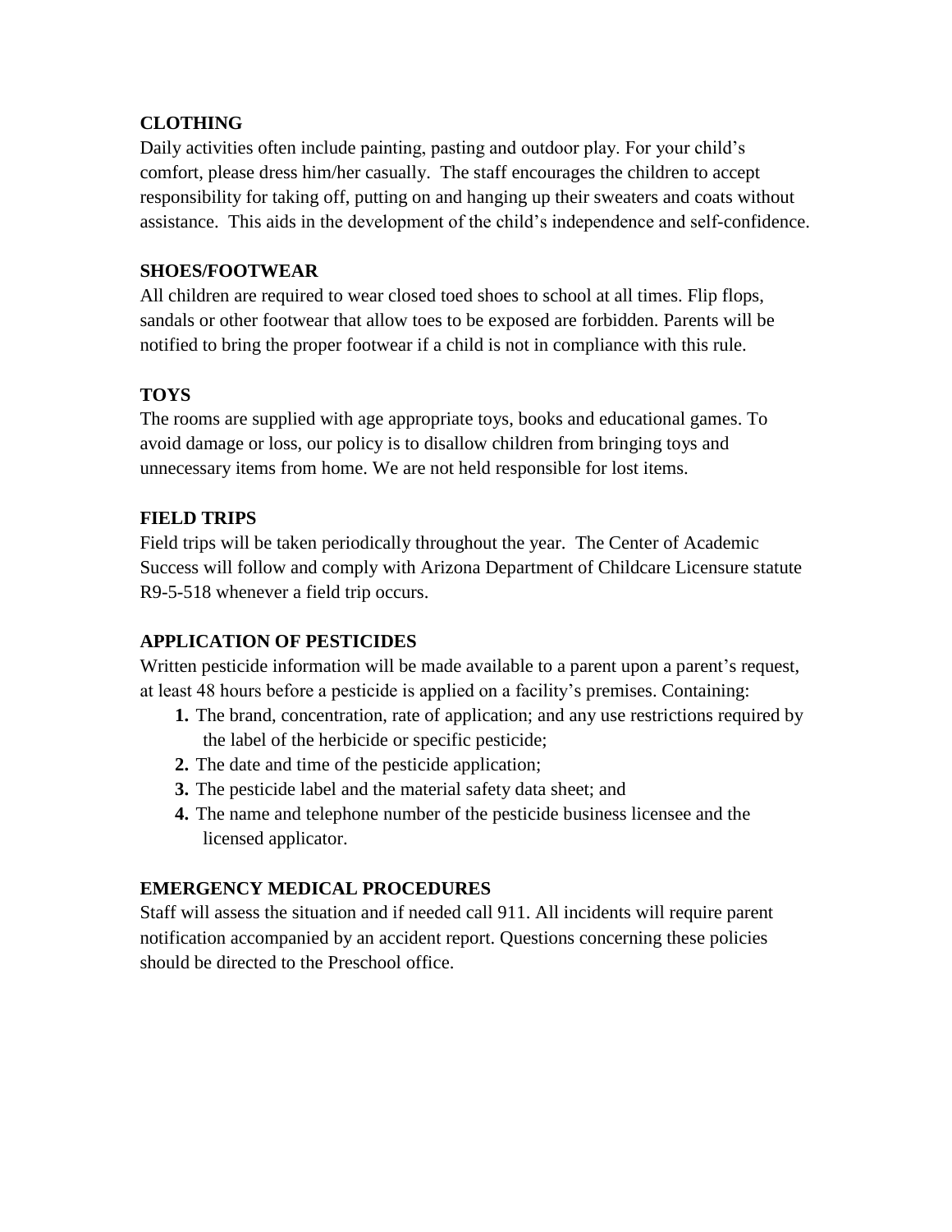**CLOTHING**

Daily activities often include painting, pasting and outdoor play. For your child's comfort, please dress him/her casually. The staff encourages the children to accept responsibility for taking off, putting on and hanging up their sweaters and coats without assistance. This aids in the development of the child's independence and self-confidence.

**SHOES/FOOTWEAR**

All children are required to wear closed toed shoes to school at all times. Flip flops, sandals or other footwear that allow toes to be exposed are forbidden. Parents will be notified to bring the proper footwear if a child is not in compliance with this rule.

**TOYS**

The rooms are supplied with age appropriate toys, books and educational games. To avoid damage or loss, our policy is to disallow children from bringing toys and unnecessary items from home. We are not held responsible for lost items.

**FIELD TRIPS**

Field trips will be taken periodically throughout the year. The Center of Academic Success will follow and comply with Arizona Department of Childcare Licensure statute R9-5-518 whenever a field trip occurs.

**APPLICATION OF PESTICIDES**

Written pesticide information will be made available to a parent upon a parent's request, at least 48 hours before a pesticide is applied on a facility's premises. Containing:

1. The brand, concentration, rate of application; and any use restrictions required by the label of the herbicide or specific pesticide;
2. The date and time of the pesticide application;
3. The pesticide label and the material safety data sheet; and
4. The name and telephone number of the pesticide business licensee and the licensed applicator.

**EMERGENCY MEDICAL PROCEDURES**

Staff will assess the situation and if needed call 911. All incidents will require parent notification accompanied by an accident report. Questions concerning these policies should be directed to the Preschool office.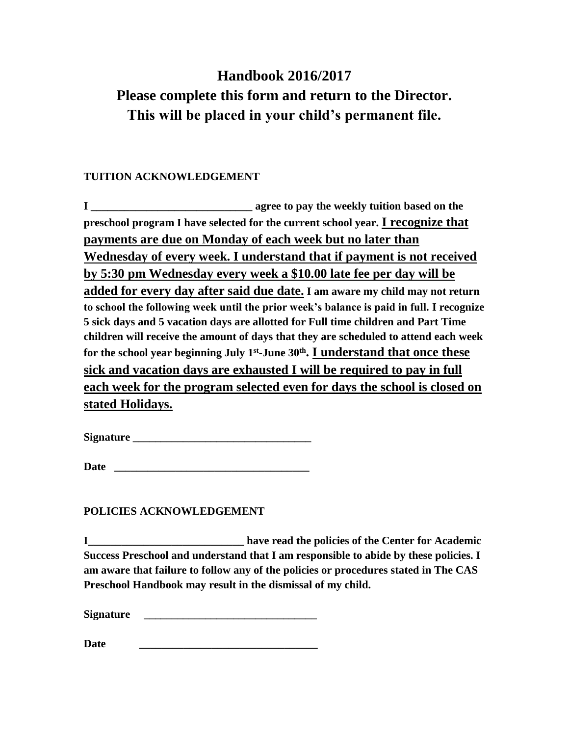# Handbook 2016/2017

## Please complete this form and return to the Director.

## This will be placed in your child's permanent file.

**TUITION ACKNOWLEDGEMENT**

**I _____________________________ agree to pay the weekly tuition based on the preschool program I have selected for the current school year. <u>I recognize that payments are due on Monday of each week but no later than Wednesday of every week. I understand that if payment is not received by 5:30 pm Wednesday every week a $10.00 late fee per day will be added for every day after said due date.</u> I am aware my child may not return to school the following week until the prior week's balance is paid in full. I recognize 5 sick days and 5 vacation days are allotted for Full time children and Part Time children will receive the amount of days that they are scheduled to attend each week for the school year beginning July 1st-June 30th. <u>I understand that once these sick and vacation days are exhausted I will be required to pay in full each week for the program selected even for days the school is closed on stated Holidays.</u>**

**Signature ________________________________**

**Date ____________________________________**

**POLICIES ACKNOWLEDGEMENT**

**I_____________________________ have read the policies of the Center for Academic Success Preschool and understand that I am responsible to abide by these policies. I am aware that failure to follow any of the policies or procedures stated in The CAS Preschool Handbook may result in the dismissal of my child.**

**Signature ________________________________**

**Date ________________________________**